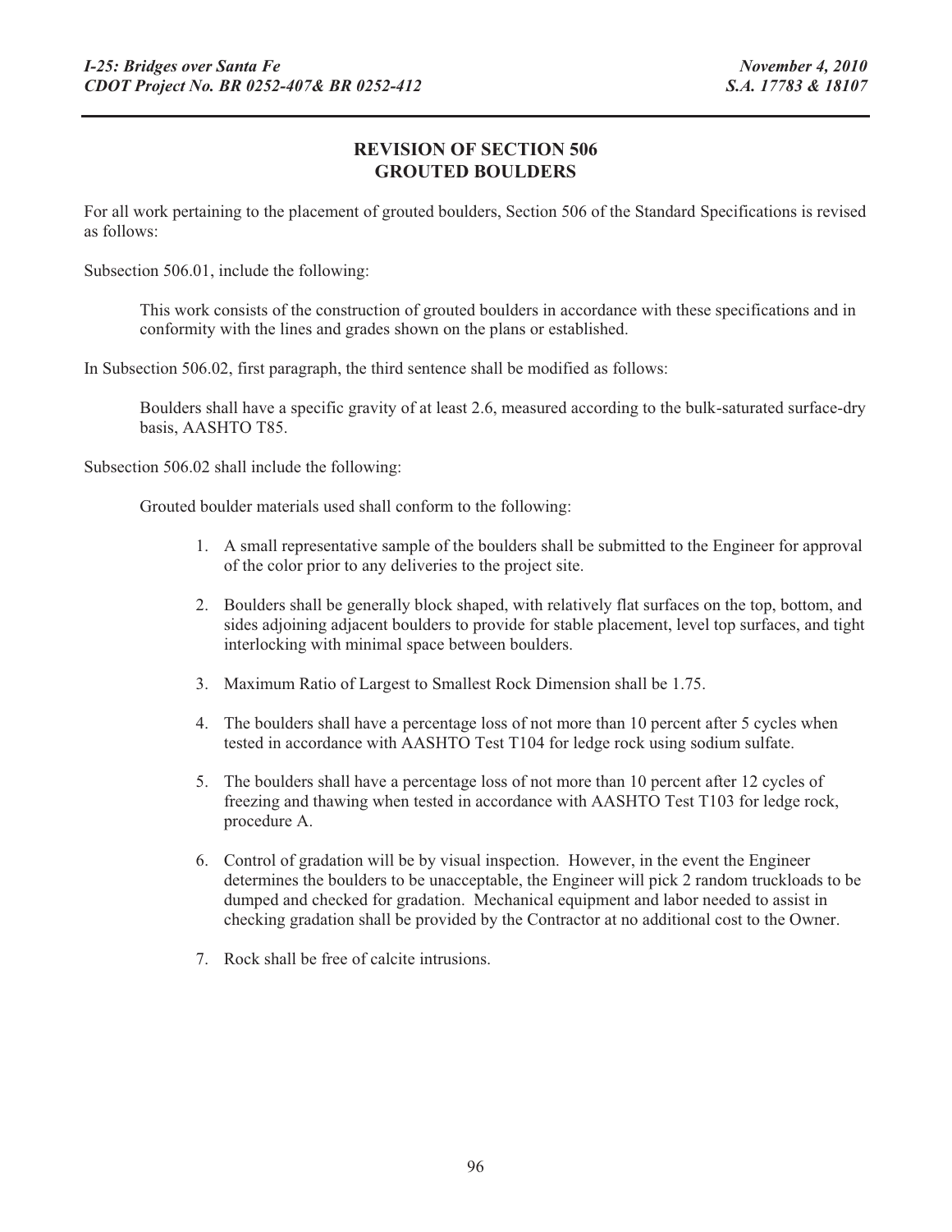## REVISION OF SECTION 506
## GROUTED BOULDERS

For all work pertaining to the placement of grouted boulders, Section 506 of the Standard Specifications is revised as follows:

Subsection 506.01, include the following:

> This work consists of the construction of grouted boulders in accordance with these specifications and in conformity with the lines and grades shown on the plans or established.

In Subsection 506.02, first paragraph, the third sentence shall be modified as follows:

> Boulders shall have a specific gravity of at least 2.6, measured according to the bulk-saturated surface-dry basis, AASHTO T85.

Subsection 506.02 shall include the following:

> Grouted boulder materials used shall conform to the following:

1. A small representative sample of the boulders shall be submitted to the Engineer for approval of the color prior to any deliveries to the project site.
2. Boulders shall be generally block shaped, with relatively flat surfaces on the top, bottom, and sides adjoining adjacent boulders to provide for stable placement, level top surfaces, and tight interlocking with minimal space between boulders.
3. Maximum Ratio of Largest to Smallest Rock Dimension shall be 1.75.
4. The boulders shall have a percentage loss of not more than 10 percent after 5 cycles when tested in accordance with AASHTO Test T104 for ledge rock using sodium sulfate.
5. The boulders shall have a percentage loss of not more than 10 percent after 12 cycles of freezing and thawing when tested in accordance with AASHTO Test T103 for ledge rock, procedure A.
6. Control of gradation will be by visual inspection. However, in the event the Engineer determines the boulders to be unacceptable, the Engineer will pick 2 random truckloads to be dumped and checked for gradation. Mechanical equipment and labor needed to assist in checking gradation shall be provided by the Contractor at no additional cost to the Owner.
7. Rock shall be free of calcite intrusions.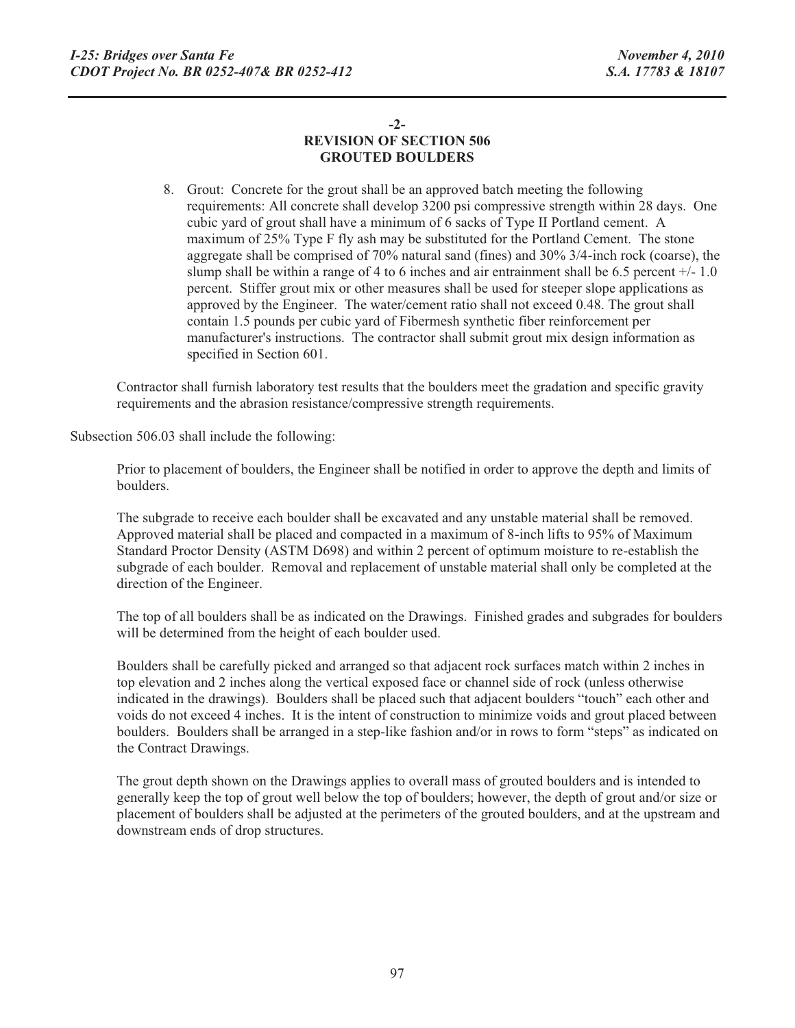**-2-**
**REVISION OF SECTION 506**
**GROUTED BOULDERS**

8. Grout: Concrete for the grout shall be an approved batch meeting the following requirements: All concrete shall develop 3200 psi compressive strength within 28 days. One cubic yard of grout shall have a minimum of 6 sacks of Type II Portland cement. A maximum of 25% Type F fly ash may be substituted for the Portland Cement. The stone aggregate shall be comprised of 70% natural sand (fines) and 30% 3/4-inch rock (coarse), the slump shall be within a range of 4 to 6 inches and air entrainment shall be 6.5 percent +/- 1.0 percent. Stiffer grout mix or other measures shall be used for steeper slope applications as approved by the Engineer. The water/cement ratio shall not exceed 0.48. The grout shall contain 1.5 pounds per cubic yard of Fibermesh synthetic fiber reinforcement per manufacturer's instructions. The contractor shall submit grout mix design information as specified in Section 601.

Contractor shall furnish laboratory test results that the boulders meet the gradation and specific gravity requirements and the abrasion resistance/compressive strength requirements.

Subsection 506.03 shall include the following:

Prior to placement of boulders, the Engineer shall be notified in order to approve the depth and limits of boulders.

The subgrade to receive each boulder shall be excavated and any unstable material shall be removed. Approved material shall be placed and compacted in a maximum of 8-inch lifts to 95% of Maximum Standard Proctor Density (ASTM D698) and within 2 percent of optimum moisture to re-establish the subgrade of each boulder. Removal and replacement of unstable material shall only be completed at the direction of the Engineer.

The top of all boulders shall be as indicated on the Drawings. Finished grades and subgrades for boulders will be determined from the height of each boulder used.

Boulders shall be carefully picked and arranged so that adjacent rock surfaces match within 2 inches in top elevation and 2 inches along the vertical exposed face or channel side of rock (unless otherwise indicated in the drawings). Boulders shall be placed such that adjacent boulders "touch" each other and voids do not exceed 4 inches. It is the intent of construction to minimize voids and grout placed between boulders. Boulders shall be arranged in a step-like fashion and/or in rows to form "steps" as indicated on the Contract Drawings.

The grout depth shown on the Drawings applies to overall mass of grouted boulders and is intended to generally keep the top of grout well below the top of boulders; however, the depth of grout and/or size or placement of boulders shall be adjusted at the perimeters of the grouted boulders, and at the upstream and downstream ends of drop structures.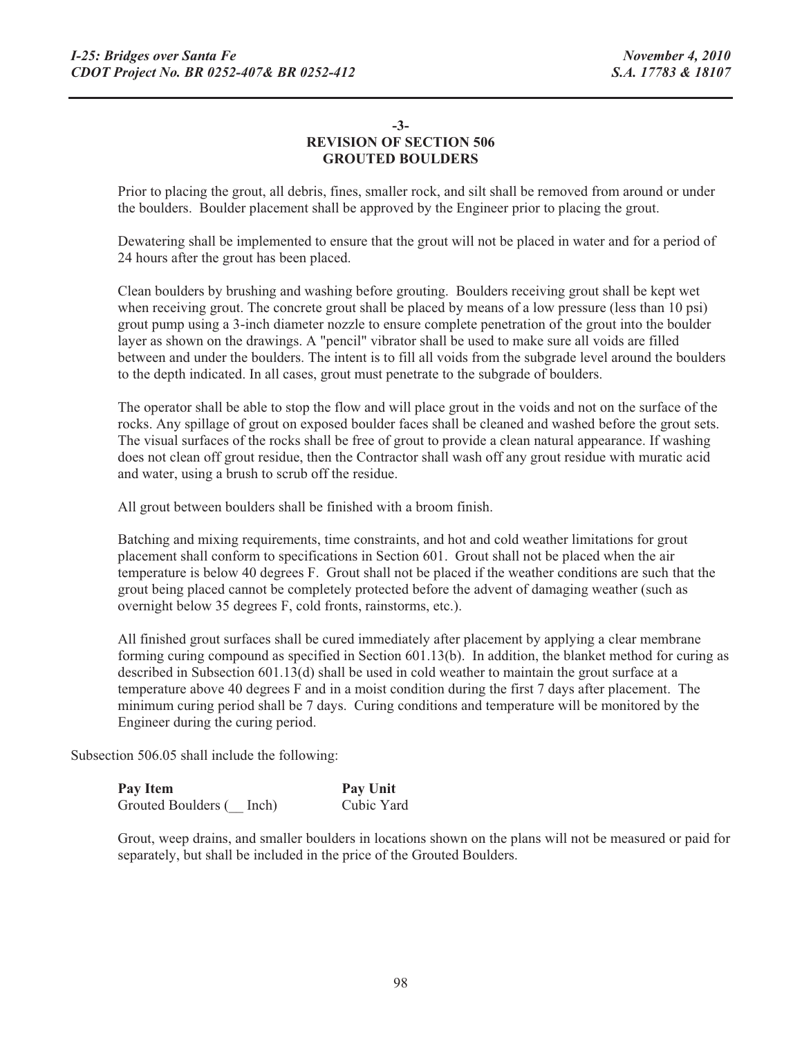**-3-**
**REVISION OF SECTION 506**
**GROUTED BOULDERS**

Prior to placing the grout, all debris, fines, smaller rock, and silt shall be removed from around or under the boulders. Boulder placement shall be approved by the Engineer prior to placing the grout.

Dewatering shall be implemented to ensure that the grout will not be placed in water and for a period of 24 hours after the grout has been placed.

Clean boulders by brushing and washing before grouting. Boulders receiving grout shall be kept wet when receiving grout. The concrete grout shall be placed by means of a low pressure (less than 10 psi) grout pump using a 3-inch diameter nozzle to ensure complete penetration of the grout into the boulder layer as shown on the drawings. A "pencil" vibrator shall be used to make sure all voids are filled between and under the boulders. The intent is to fill all voids from the subgrade level around the boulders to the depth indicated. In all cases, grout must penetrate to the subgrade of boulders.

The operator shall be able to stop the flow and will place grout in the voids and not on the surface of the rocks. Any spillage of grout on exposed boulder faces shall be cleaned and washed before the grout sets. The visual surfaces of the rocks shall be free of grout to provide a clean natural appearance. If washing does not clean off grout residue, then the Contractor shall wash off any grout residue with muratic acid and water, using a brush to scrub off the residue.

All grout between boulders shall be finished with a broom finish.

Batching and mixing requirements, time constraints, and hot and cold weather limitations for grout placement shall conform to specifications in Section 601. Grout shall not be placed when the air temperature is below 40 degrees F. Grout shall not be placed if the weather conditions are such that the grout being placed cannot be completely protected before the advent of damaging weather (such as overnight below 35 degrees F, cold fronts, rainstorms, etc.).

All finished grout surfaces shall be cured immediately after placement by applying a clear membrane forming curing compound as specified in Section 601.13(b). In addition, the blanket method for curing as described in Subsection 601.13(d) shall be used in cold weather to maintain the grout surface at a temperature above 40 degrees F and in a moist condition during the first 7 days after placement. The minimum curing period shall be 7 days. Curing conditions and temperature will be monitored by the Engineer during the curing period.

Subsection 506.05 shall include the following:

| **Pay Item** | **Pay Unit** |
|---|---|
| Grouted Boulders (__ Inch) | Cubic Yard |

Grout, weep drains, and smaller boulders in locations shown on the plans will not be measured or paid for separately, but shall be included in the price of the Grouted Boulders.